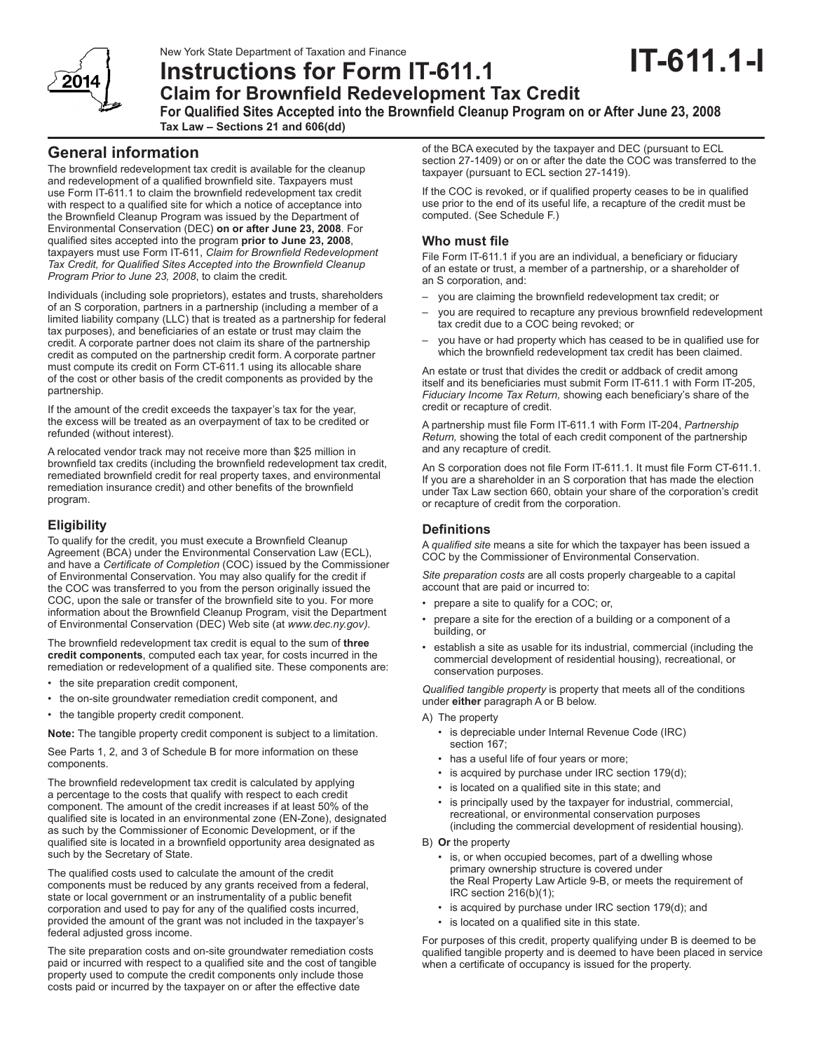New York State Department of Taxation and Finance

# Instructions for Form IT-611.1

**IT-611.1-I**

## Claim for Brownfield Redevelopment Tax Credit

**For Qualified Sites Accepted into the Brownfield Cleanup Program on or After June 23, 2008**

**Tax Law – Sections 21 and 606(dd)**

## General information

The brownfield redevelopment tax credit is available for the cleanup and redevelopment of a qualified brownfield site. Taxpayers must use Form IT-611.1 to claim the brownfield redevelopment tax credit with respect to a qualified site for which a notice of acceptance into the Brownfield Cleanup Program was issued by the Department of Environmental Conservation (DEC) **on or after June 23, 2008**. For qualified sites accepted into the program **prior to June 23, 2008**, taxpayers must use Form IT-611, *Claim for Brownfield Redevelopment Tax Credit, for Qualified Sites Accepted into the Brownfield Cleanup Program Prior to June 23, 2008*, to claim the credit.

Individuals (including sole proprietors), estates and trusts, shareholders of an S corporation, partners in a partnership (including a member of a limited liability company (LLC) that is treated as a partnership for federal tax purposes), and beneficiaries of an estate or trust may claim the credit. A corporate partner does not claim its share of the partnership credit as computed on the partnership credit form. A corporate partner must compute its credit on Form CT-611.1 using its allocable share of the cost or other basis of the credit components as provided by the partnership.

If the amount of the credit exceeds the taxpayer's tax for the year, the excess will be treated as an overpayment of tax to be credited or refunded (without interest).

A relocated vendor track may not receive more than $25 million in brownfield tax credits (including the brownfield redevelopment tax credit, remediated brownfield credit for real property taxes, and environmental remediation insurance credit) and other benefits of the brownfield program.

### Eligibility

To qualify for the credit, you must execute a Brownfield Cleanup Agreement (BCA) under the Environmental Conservation Law (ECL), and have a *Certificate of Completion* (COC) issued by the Commissioner of Environmental Conservation. You may also qualify for the credit if the COC was transferred to you from the person originally issued the COC, upon the sale or transfer of the brownfield site to you. For more information about the Brownfield Cleanup Program, visit the Department of Environmental Conservation (DEC) Web site (at *www.dec.ny.gov)*.

The brownfield redevelopment tax credit is equal to the sum of **three credit components**, computed each tax year, for costs incurred in the remediation or redevelopment of a qualified site. These components are:

- the site preparation credit component,
- the on-site groundwater remediation credit component, and
- the tangible property credit component.

**Note:** The tangible property credit component is subject to a limitation.

See Parts 1, 2, and 3 of Schedule B for more information on these components.

The brownfield redevelopment tax credit is calculated by applying a percentage to the costs that qualify with respect to each credit component. The amount of the credit increases if at least 50% of the qualified site is located in an environmental zone (EN-Zone), designated as such by the Commissioner of Economic Development, or if the qualified site is located in a brownfield opportunity area designated as such by the Secretary of State.

The qualified costs used to calculate the amount of the credit components must be reduced by any grants received from a federal, state or local government or an instrumentality of a public benefit corporation and used to pay for any of the qualified costs incurred, provided the amount of the grant was not included in the taxpayer's federal adjusted gross income.

The site preparation costs and on-site groundwater remediation costs paid or incurred with respect to a qualified site and the cost of tangible property used to compute the credit components only include those costs paid or incurred by the taxpayer on or after the effective date of the BCA executed by the taxpayer and DEC (pursuant to ECL section 27-1409) or on or after the date the COC was transferred to the taxpayer (pursuant to ECL section 27-1419).

If the COC is revoked, or if qualified property ceases to be in qualified use prior to the end of its useful life, a recapture of the credit must be computed. (See Schedule F.)

### Who must file

File Form IT-611.1 if you are an individual, a beneficiary or fiduciary of an estate or trust, a member of a partnership, or a shareholder of an S corporation, and:

- you are claiming the brownfield redevelopment tax credit; or
- you are required to recapture any previous brownfield redevelopment tax credit due to a COC being revoked; or
- you have or had property which has ceased to be in qualified use for which the brownfield redevelopment tax credit has been claimed.

An estate or trust that divides the credit or addback of credit among itself and its beneficiaries must submit Form IT-611.1 with Form IT-205, *Fiduciary Income Tax Return,* showing each beneficiary's share of the credit or recapture of credit.

A partnership must file Form IT-611.1 with Form IT-204, *Partnership Return,* showing the total of each credit component of the partnership and any recapture of credit.

An S corporation does not file Form IT-611.1. It must file Form CT-611.1. If you are a shareholder in an S corporation that has made the election under Tax Law section 660, obtain your share of the corporation's credit or recapture of credit from the corporation.

### Definitions

A *qualified site* means a site for which the taxpayer has been issued a COC by the Commissioner of Environmental Conservation.

*Site preparation costs* are all costs properly chargeable to a capital account that are paid or incurred to:

- prepare a site to qualify for a COC; or,
- prepare a site for the erection of a building or a component of a building, or
- establish a site as usable for its industrial, commercial (including the commercial development of residential housing), recreational, or conservation purposes.

*Qualified tangible property* is property that meets all of the conditions under **either** paragraph A or B below.

A) The property
   - is depreciable under Internal Revenue Code (IRC) section 167;
   - has a useful life of four years or more;
   - is acquired by purchase under IRC section 179(d);
   - is located on a qualified site in this state; and
   - is principally used by the taxpayer for industrial, commercial, recreational, or environmental conservation purposes (including the commercial development of residential housing).

B) **Or** the property
   - is, or when occupied becomes, part of a dwelling whose primary ownership structure is covered under the Real Property Law Article 9-B, or meets the requirement of IRC section 216(b)(1);
   - is acquired by purchase under IRC section 179(d); and
   - is located on a qualified site in this state.

For purposes of this credit, property qualifying under B is deemed to be qualified tangible property and is deemed to have been placed in service when a certificate of occupancy is issued for the property.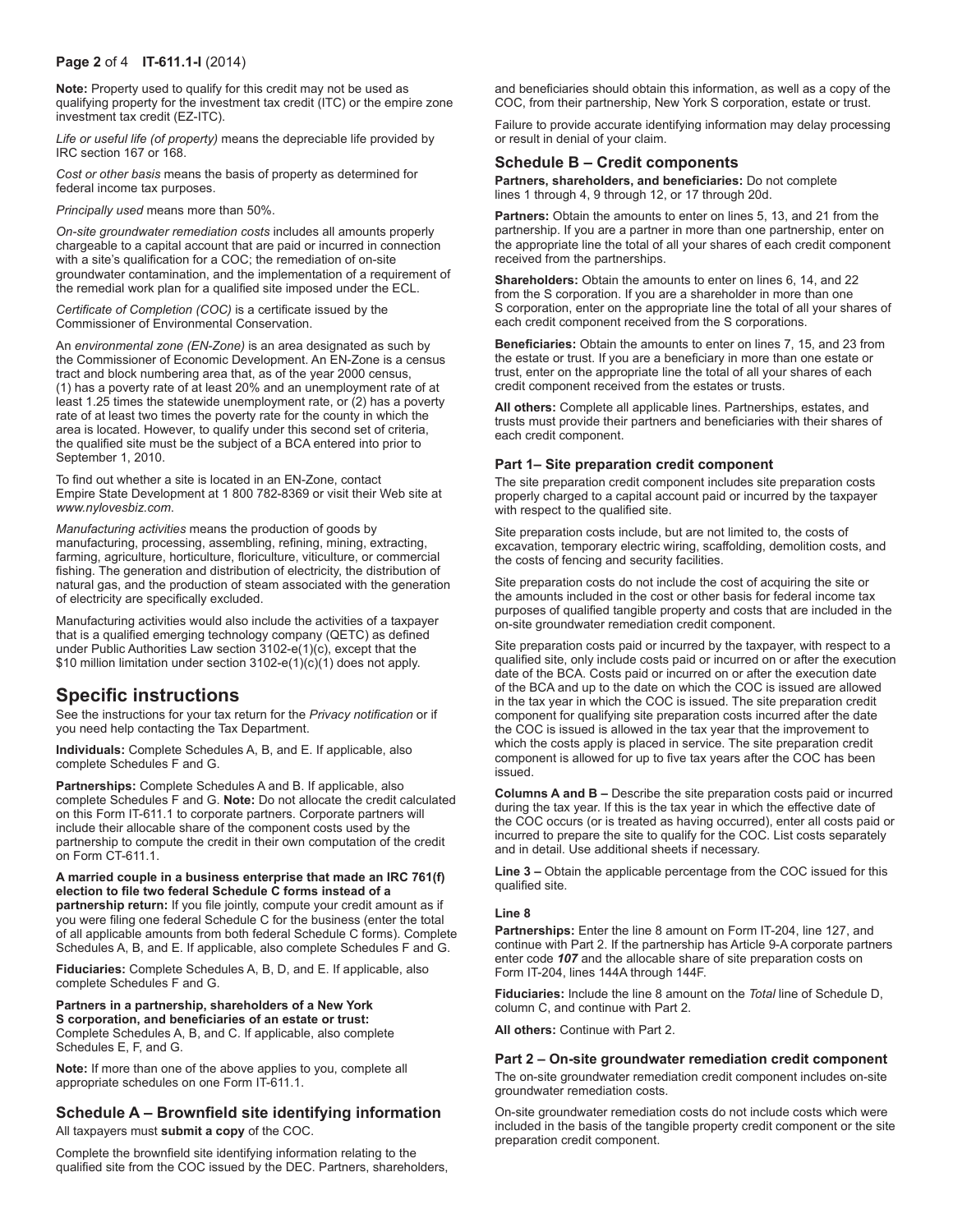**Note:** Property used to qualify for this credit may not be used as qualifying property for the investment tax credit (ITC) or the empire zone investment tax credit (EZ-ITC).

*Life or useful life (of property)* means the depreciable life provided by IRC section 167 or 168.

*Cost or other basis* means the basis of property as determined for federal income tax purposes.

*Principally used* means more than 50%.

*On-site groundwater remediation costs* includes all amounts properly chargeable to a capital account that are paid or incurred in connection with a site's qualification for a COC; the remediation of on-site groundwater contamination, and the implementation of a requirement of the remedial work plan for a qualified site imposed under the ECL.

*Certificate of Completion (COC)* is a certificate issued by the Commissioner of Environmental Conservation.

An *environmental zone (EN-Zone)* is an area designated as such by the Commissioner of Economic Development. An EN-Zone is a census tract and block numbering area that, as of the year 2000 census, (1) has a poverty rate of at least 20% and an unemployment rate of at least 1.25 times the statewide unemployment rate, or (2) has a poverty rate of at least two times the poverty rate for the county in which the area is located. However, to qualify under this second set of criteria, the qualified site must be the subject of a BCA entered into prior to September 1, 2010.

To find out whether a site is located in an EN-Zone, contact Empire State Development at 1 800 782-8369 or visit their Web site at *www.nylovesbiz.com*.

*Manufacturing activities* means the production of goods by manufacturing, processing, assembling, refining, mining, extracting, farming, agriculture, horticulture, floriculture, viticulture, or commercial fishing. The generation and distribution of electricity, the distribution of natural gas, and the production of steam associated with the generation of electricity are specifically excluded.

Manufacturing activities would also include the activities of a taxpayer that is a qualified emerging technology company (QETC) as defined under Public Authorities Law section 3102-e(1)(c), except that the $10 million limitation under section 3102-e(1)(c)(1) does not apply.

# Specific instructions

See the instructions for your tax return for the *Privacy notification* or if you need help contacting the Tax Department.

**Individuals:** Complete Schedules A, B, and E. If applicable, also complete Schedules F and G.

**Partnerships:** Complete Schedules A and B. If applicable, also complete Schedules F and G. **Note:** Do not allocate the credit calculated on this Form IT-611.1 to corporate partners. Corporate partners will include their allocable share of the component costs used by the partnership to compute the credit in their own computation of the credit on Form CT-611.1.

**A married couple in a business enterprise that made an IRC 761(f) election to file two federal Schedule C forms instead of a partnership return:** If you file jointly, compute your credit amount as if you were filing one federal Schedule C for the business (enter the total of all applicable amounts from both federal Schedule C forms). Complete Schedules A, B, and E. If applicable, also complete Schedules F and G.

**Fiduciaries:** Complete Schedules A, B, D, and E. If applicable, also complete Schedules F and G.

**Partners in a partnership, shareholders of a New York S corporation, and beneficiaries of an estate or trust:** Complete Schedules A, B, and C. If applicable, also complete Schedules E, F, and G.

**Note:** If more than one of the above applies to you, complete all appropriate schedules on one Form IT-611.1.

## Schedule A – Brownfield site identifying information

All taxpayers must **submit a copy** of the COC.

Complete the brownfield site identifying information relating to the qualified site from the COC issued by the DEC. Partners, shareholders, and beneficiaries should obtain this information, as well as a copy of the COC, from their partnership, New York S corporation, estate or trust.

Failure to provide accurate identifying information may delay processing or result in denial of your claim.

## Schedule B – Credit components

**Partners, shareholders, and beneficiaries:** Do not complete lines 1 through 4, 9 through 12, or 17 through 20d.

**Partners:** Obtain the amounts to enter on lines 5, 13, and 21 from the partnership. If you are a partner in more than one partnership, enter on the appropriate line the total of all your shares of each credit component received from the partnerships.

**Shareholders:** Obtain the amounts to enter on lines 6, 14, and 22 from the S corporation. If you are a shareholder in more than one S corporation, enter on the appropriate line the total of all your shares of each credit component received from the S corporations.

**Beneficiaries:** Obtain the amounts to enter on lines 7, 15, and 23 from the estate or trust. If you are a beneficiary in more than one estate or trust, enter on the appropriate line the total of all your shares of each credit component received from the estates or trusts.

**All others:** Complete all applicable lines. Partnerships, estates, and trusts must provide their partners and beneficiaries with their shares of each credit component.

### Part 1– Site preparation credit component

The site preparation credit component includes site preparation costs properly charged to a capital account paid or incurred by the taxpayer with respect to the qualified site.

Site preparation costs include, but are not limited to, the costs of excavation, temporary electric wiring, scaffolding, demolition costs, and the costs of fencing and security facilities.

Site preparation costs do not include the cost of acquiring the site or the amounts included in the cost or other basis for federal income tax purposes of qualified tangible property and costs that are included in the on-site groundwater remediation credit component.

Site preparation costs paid or incurred by the taxpayer, with respect to a qualified site, only include costs paid or incurred on or after the execution date of the BCA. Costs paid or incurred on or after the execution date of the BCA and up to the date on which the COC is issued are allowed in the tax year in which the COC is issued. The site preparation credit component for qualifying site preparation costs incurred after the date the COC is issued is allowed in the tax year that the improvement to which the costs apply is placed in service. The site preparation credit component is allowed for up to five tax years after the COC has been issued.

**Columns A and B –** Describe the site preparation costs paid or incurred during the tax year. If this is the tax year in which the effective date of the COC occurs (or is treated as having occurred), enter all costs paid or incurred to prepare the site to qualify for the COC. List costs separately and in detail. Use additional sheets if necessary.

**Line 3 –** Obtain the applicable percentage from the COC issued for this qualified site.

**Line 8**

**Partnerships:** Enter the line 8 amount on Form IT-204, line 127, and continue with Part 2. If the partnership has Article 9-A corporate partners enter code ***107*** and the allocable share of site preparation costs on Form IT-204, lines 144A through 144F.

**Fiduciaries:** Include the line 8 amount on the *Total* line of Schedule D, column C, and continue with Part 2.

**All others:** Continue with Part 2.

### Part 2 – On-site groundwater remediation credit component

The on-site groundwater remediation credit component includes on-site groundwater remediation costs.

On-site groundwater remediation costs do not include costs which were included in the basis of the tangible property credit component or the site preparation credit component.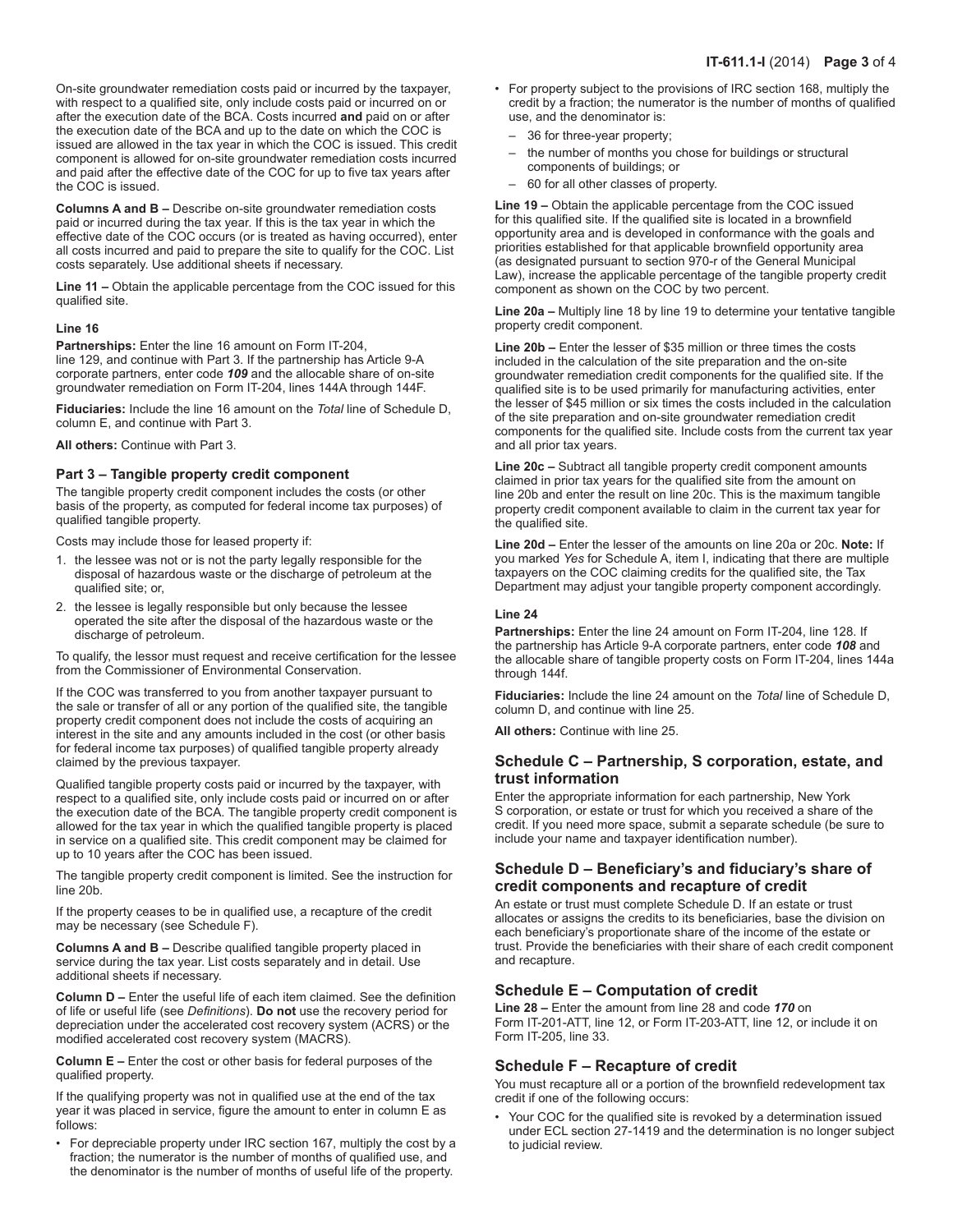On-site groundwater remediation costs paid or incurred by the taxpayer, with respect to a qualified site, only include costs paid or incurred on or after the execution date of the BCA. Costs incurred **and** paid on or after the execution date of the BCA and up to the date on which the COC is issued are allowed in the tax year in which the COC is issued. This credit component is allowed for on-site groundwater remediation costs incurred and paid after the effective date of the COC for up to five tax years after the COC is issued.

**Columns A and B –** Describe on-site groundwater remediation costs paid or incurred during the tax year. If this is the tax year in which the effective date of the COC occurs (or is treated as having occurred), enter all costs incurred and paid to prepare the site to qualify for the COC. List costs separately. Use additional sheets if necessary.

**Line 11 –** Obtain the applicable percentage from the COC issued for this qualified site.

**Line 16**

**Partnerships:** Enter the line 16 amount on Form IT-204, line 129, and continue with Part 3. If the partnership has Article 9-A corporate partners, enter code ***109*** and the allocable share of on-site groundwater remediation on Form IT-204, lines 144A through 144F.

**Fiduciaries:** Include the line 16 amount on the *Total* line of Schedule D, column E, and continue with Part 3.

**All others:** Continue with Part 3.

### Part 3 – Tangible property credit component

The tangible property credit component includes the costs (or other basis of the property, as computed for federal income tax purposes) of qualified tangible property.

Costs may include those for leased property if:

1. the lessee was not or is not the party legally responsible for the disposal of hazardous waste or the discharge of petroleum at the qualified site; or,
2. the lessee is legally responsible but only because the lessee operated the site after the disposal of the hazardous waste or the discharge of petroleum.

To qualify, the lessor must request and receive certification for the lessee from the Commissioner of Environmental Conservation.

If the COC was transferred to you from another taxpayer pursuant to the sale or transfer of all or any portion of the qualified site, the tangible property credit component does not include the costs of acquiring an interest in the site and any amounts included in the cost (or other basis for federal income tax purposes) of qualified tangible property already claimed by the previous taxpayer.

Qualified tangible property costs paid or incurred by the taxpayer, with respect to a qualified site, only include costs paid or incurred on or after the execution date of the BCA. The tangible property credit component is allowed for the tax year in which the qualified tangible property is placed in service on a qualified site. This credit component may be claimed for up to 10 years after the COC has been issued.

The tangible property credit component is limited. See the instruction for line 20b.

If the property ceases to be in qualified use, a recapture of the credit may be necessary (see Schedule F).

**Columns A and B –** Describe qualified tangible property placed in service during the tax year. List costs separately and in detail. Use additional sheets if necessary.

**Column D –** Enter the useful life of each item claimed. See the definition of life or useful life (see *Definitions*). **Do not** use the recovery period for depreciation under the accelerated cost recovery system (ACRS) or the modified accelerated cost recovery system (MACRS).

**Column E –** Enter the cost or other basis for federal purposes of the qualified property.

If the qualifying property was not in qualified use at the end of the tax year it was placed in service, figure the amount to enter in column E as follows:

- For depreciable property under IRC section 167, multiply the cost by a fraction; the numerator is the number of months of qualified use, and the denominator is the number of months of useful life of the property.
- For property subject to the provisions of IRC section 168, multiply the credit by a fraction; the numerator is the number of months of qualified use, and the denominator is:
  - 36 for three-year property;
  - the number of months you chose for buildings or structural components of buildings; or
  - 60 for all other classes of property.

**Line 19 –** Obtain the applicable percentage from the COC issued for this qualified site. If the qualified site is located in a brownfield opportunity area and is developed in conformance with the goals and priorities established for that applicable brownfield opportunity area (as designated pursuant to section 970-r of the General Municipal Law), increase the applicable percentage of the tangible property credit component as shown on the COC by two percent.

**Line 20a –** Multiply line 18 by line 19 to determine your tentative tangible property credit component.

**Line 20b –** Enter the lesser of $35 million or three times the costs included in the calculation of the site preparation and the on-site groundwater remediation credit components for the qualified site. If the qualified site is to be used primarily for manufacturing activities, enter the lesser of $45 million or six times the costs included in the calculation of the site preparation and on-site groundwater remediation credit components for the qualified site. Include costs from the current tax year and all prior tax years.

**Line 20c –** Subtract all tangible property credit component amounts claimed in prior tax years for the qualified site from the amount on line 20b and enter the result on line 20c. This is the maximum tangible property credit component available to claim in the current tax year for the qualified site.

**Line 20d –** Enter the lesser of the amounts on line 20a or 20c. **Note:** If you marked *Yes* for Schedule A, item I, indicating that there are multiple taxpayers on the COC claiming credits for the qualified site, the Tax Department may adjust your tangible property component accordingly.

**Line 24**

**Partnerships:** Enter the line 24 amount on Form IT-204, line 128. If the partnership has Article 9-A corporate partners, enter code ***108*** and the allocable share of tangible property costs on Form IT-204, lines 144a through 144f.

**Fiduciaries:** Include the line 24 amount on the *Total* line of Schedule D, column D, and continue with line 25.

**All others:** Continue with line 25.

## Schedule C – Partnership, S corporation, estate, and trust information

Enter the appropriate information for each partnership, New York S corporation, or estate or trust for which you received a share of the credit. If you need more space, submit a separate schedule (be sure to include your name and taxpayer identification number).

## Schedule D – Beneficiary's and fiduciary's share of credit components and recapture of credit

An estate or trust must complete Schedule D. If an estate or trust allocates or assigns the credits to its beneficiaries, base the division on each beneficiary's proportionate share of the income of the estate or trust. Provide the beneficiaries with their share of each credit component and recapture.

## Schedule E – Computation of credit

**Line 28 –** Enter the amount from line 28 and code ***170*** on Form IT-201-ATT, line 12, or Form IT-203-ATT, line 12, or include it on Form IT-205, line 33.

## Schedule F – Recapture of credit

You must recapture all or a portion of the brownfield redevelopment tax credit if one of the following occurs:

- Your COC for the qualified site is revoked by a determination issued under ECL section 27-1419 and the determination is no longer subject to judicial review.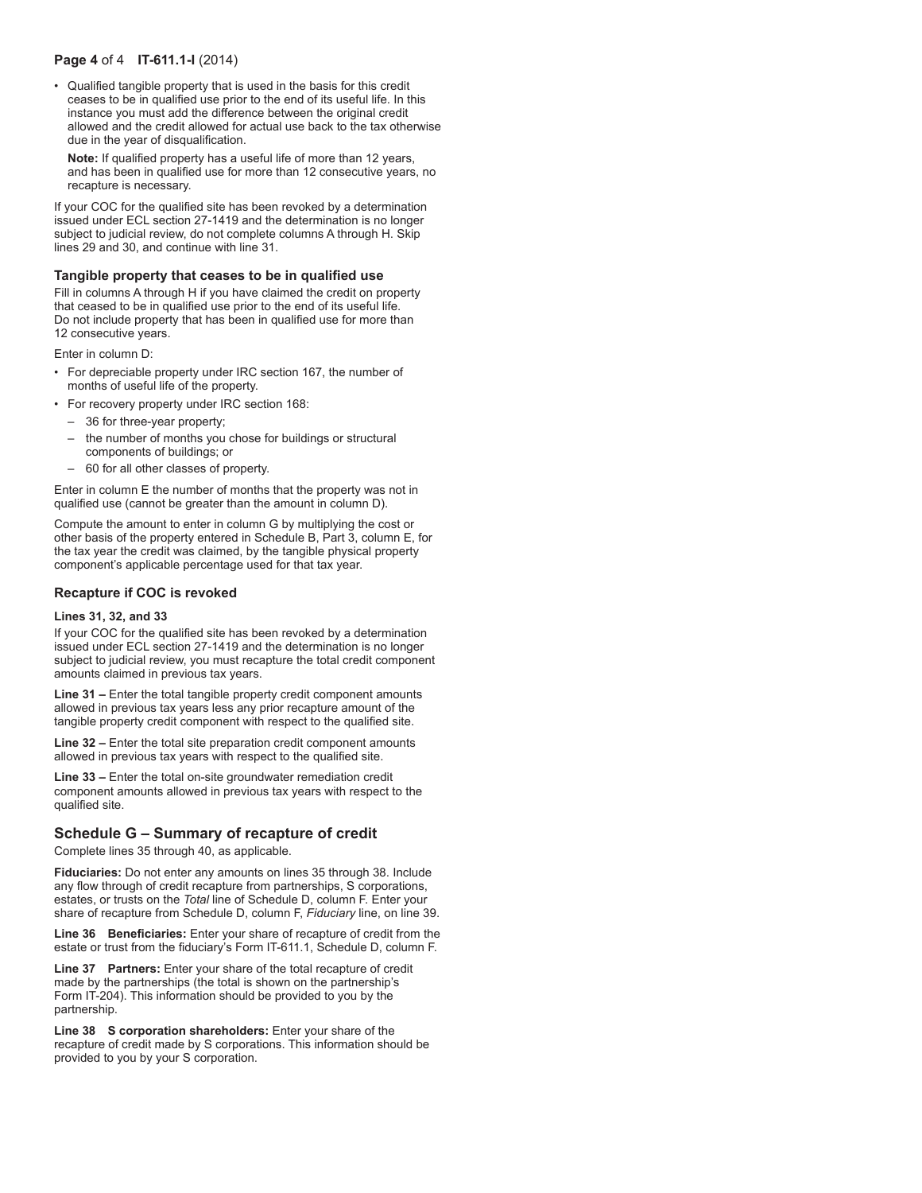- Qualified tangible property that is used in the basis for this credit ceases to be in qualified use prior to the end of its useful life. In this instance you must add the difference between the original credit allowed and the credit allowed for actual use back to the tax otherwise due in the year of disqualification.

  **Note:** If qualified property has a useful life of more than 12 years, and has been in qualified use for more than 12 consecutive years, no recapture is necessary.

If your COC for the qualified site has been revoked by a determination issued under ECL section 27-1419 and the determination is no longer subject to judicial review, do not complete columns A through H. Skip lines 29 and 30, and continue with line 31.

### Tangible property that ceases to be in qualified use

Fill in columns A through H if you have claimed the credit on property that ceased to be in qualified use prior to the end of its useful life. Do not include property that has been in qualified use for more than 12 consecutive years.

Enter in column D:

- For depreciable property under IRC section 167, the number of months of useful life of the property.
- For recovery property under IRC section 168:
  - 36 for three-year property;
  - the number of months you chose for buildings or structural components of buildings; or
  - 60 for all other classes of property.

Enter in column E the number of months that the property was not in qualified use (cannot be greater than the amount in column D).

Compute the amount to enter in column G by multiplying the cost or other basis of the property entered in Schedule B, Part 3, column E, for the tax year the credit was claimed, by the tangible physical property component's applicable percentage used for that tax year.

### Recapture if COC is revoked

#### Lines 31, 32, and 33

If your COC for the qualified site has been revoked by a determination issued under ECL section 27-1419 and the determination is no longer subject to judicial review, you must recapture the total credit component amounts claimed in previous tax years.

**Line 31 –** Enter the total tangible property credit component amounts allowed in previous tax years less any prior recapture amount of the tangible property credit component with respect to the qualified site.

**Line 32 –** Enter the total site preparation credit component amounts allowed in previous tax years with respect to the qualified site.

**Line 33 –** Enter the total on-site groundwater remediation credit component amounts allowed in previous tax years with respect to the qualified site.

## Schedule G – Summary of recapture of credit

Complete lines 35 through 40, as applicable.

**Fiduciaries:** Do not enter any amounts on lines 35 through 38. Include any flow through of credit recapture from partnerships, S corporations, estates, or trusts on the *Total* line of Schedule D, column F. Enter your share of recapture from Schedule D, column F, *Fiduciary* line, on line 39.

**Line 36 Beneficiaries:** Enter your share of recapture of credit from the estate or trust from the fiduciary's Form IT-611.1, Schedule D, column F.

**Line 37 Partners:** Enter your share of the total recapture of credit made by the partnerships (the total is shown on the partnership's Form IT-204). This information should be provided to you by the partnership.

**Line 38 S corporation shareholders:** Enter your share of the recapture of credit made by S corporations. This information should be provided to you by your S corporation.